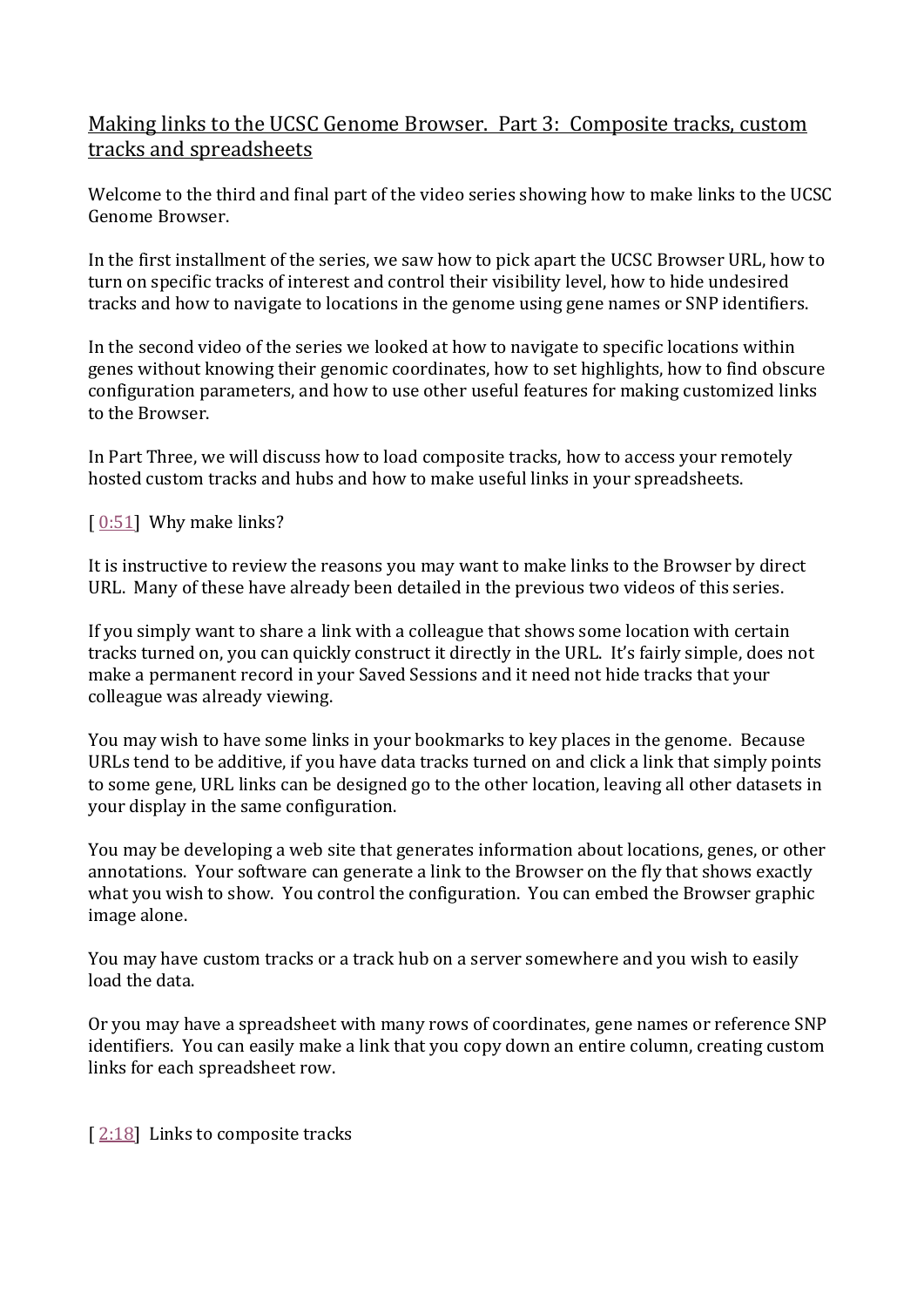# Making links to the UCSC Genome Browser. Part 3: Composite tracks, custom tracks and spreadsheets

Welcome to the third and final part of the video series showing how to make links to the UCSC Genome Browser.

In the first installment of the series, we saw how to pick apart the UCSC Browser URL, how to turn on specific tracks of interest and control their visibility level, how to hide undesired tracks and how to navigate to locations in the genome using gene names or SNP identifiers.

In the second video of the series we looked at how to navigate to specific locations within genes without knowing their genomic coordinates, how to set highlights, how to find obscure configuration parameters, and how to use other useful features for making customized links to the Browser.

In Part Three, we will discuss how to load composite tracks, how to access your remotely hosted custom tracks and hubs and how to make useful links in your spreadsheets.

[ 0:51] Why make links?

It is instructive to review the reasons you may want to make links to the Browser by direct URL. Many of these have already been detailed in the previous two videos of this series.

If you simply want to share a link with a colleague that shows some location with certain tracks turned on, you can quickly construct it directly in the URL. It's fairly simple, does not make a permanent record in your Saved Sessions and it need not hide tracks that your colleague was already viewing.

You may wish to have some links in your bookmarks to key places in the genome. Because URLs tend to be additive, if you have data tracks turned on and click a link that simply points to some gene, URL links can be designed go to the other location, leaving all other datasets in your display in the same configuration.

You may be developing a web site that generates information about locations, genes, or other annotations. Your software can generate a link to the Browser on the fly that shows exactly what you wish to show. You control the configuration. You can embed the Browser graphic image alone.

You may have custom tracks or a track hub on a server somewhere and you wish to easily load the data.

Or you may have a spreadsheet with many rows of coordinates, gene names or reference SNP identifiers. You can easily make a link that you copy down an entire column, creating custom links for each spreadsheet row.

[ 2:18] Links to composite tracks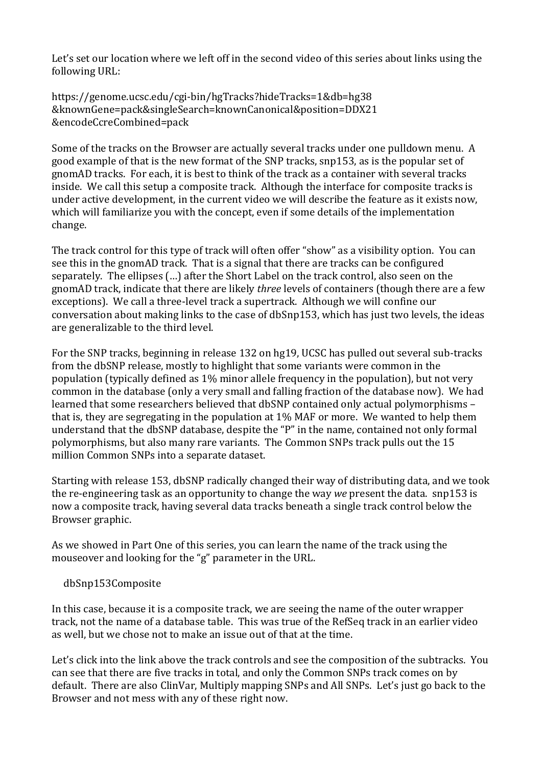Let's set our location where we left off in the second video of this series about links using the following URL:

```
https://genome.ucsc.edu/cgi-bin/hgTracks?hideTracks=1&db=hg38
&knownGene=pack&singleSearch=knownCanonical&position=DDX21
&encodeCcreCombined=pack
```

Some of the tracks on the Browser are actually several tracks under one pulldown menu. A good example of that is the new format of the SNP tracks, snp153, as is the popular set of gnomAD tracks. For each, it is best to think of the track as a container with several tracks inside. We call this setup a composite track. Although the interface for composite tracks is under active development, in the current video we will describe the feature as it exists now, which will familiarize you with the concept, even if some details of the implementation change.

The track control for this type of track will often offer "show" as a visibility option. You can see this in the gnomAD track. That is a signal that there are tracks can be configured separately. The ellipses (…) after the Short Label on the track control, also seen on the gnomAD track, indicate that there are likely *three* levels of containers (though there are a few exceptions). We call a three-level track a supertrack. Although we will confine our conversation about making links to the case of dbSnp153, which has just two levels, the ideas are generalizable to the third level.

For the SNP tracks, beginning in release 132 on hg19, UCSC has pulled out several sub-tracks from the dbSNP release, mostly to highlight that some variants were common in the population (typically defined as 1% minor allele frequency in the population), but not very common in the database (only a very small and falling fraction of the database now). We had learned that some researchers believed that dbSNP contained only actual polymorphisms – that is, they are segregating in the population at 1% MAF or more. We wanted to help them understand that the dbSNP database, despite the "P" in the name, contained not only formal polymorphisms, but also many rare variants. The Common SNPs track pulls out the 15 million Common SNPs into a separate dataset.

Starting with release 153, dbSNP radically changed their way of distributing data, and we took the re-engineering task as an opportunity to change the way *we* present the data. snp153 is now a composite track, having several data tracks beneath a single track control below the Browser graphic.

As we showed in Part One of this series, you can learn the name of the track using the mouseover and looking for the "g" parameter in the URL.

```
dbSnp153Composite
```

In this case, because it is a composite track, we are seeing the name of the outer wrapper track, not the name of a database table. This was true of the RefSeq track in an earlier video as well, but we chose not to make an issue out of that at the time.

Let's click into the link above the track controls and see the composition of the subtracks. You can see that there are five tracks in total, and only the Common SNPs track comes on by default. There are also ClinVar, Multiply mapping SNPs and All SNPs. Let's just go back to the Browser and not mess with any of these right now.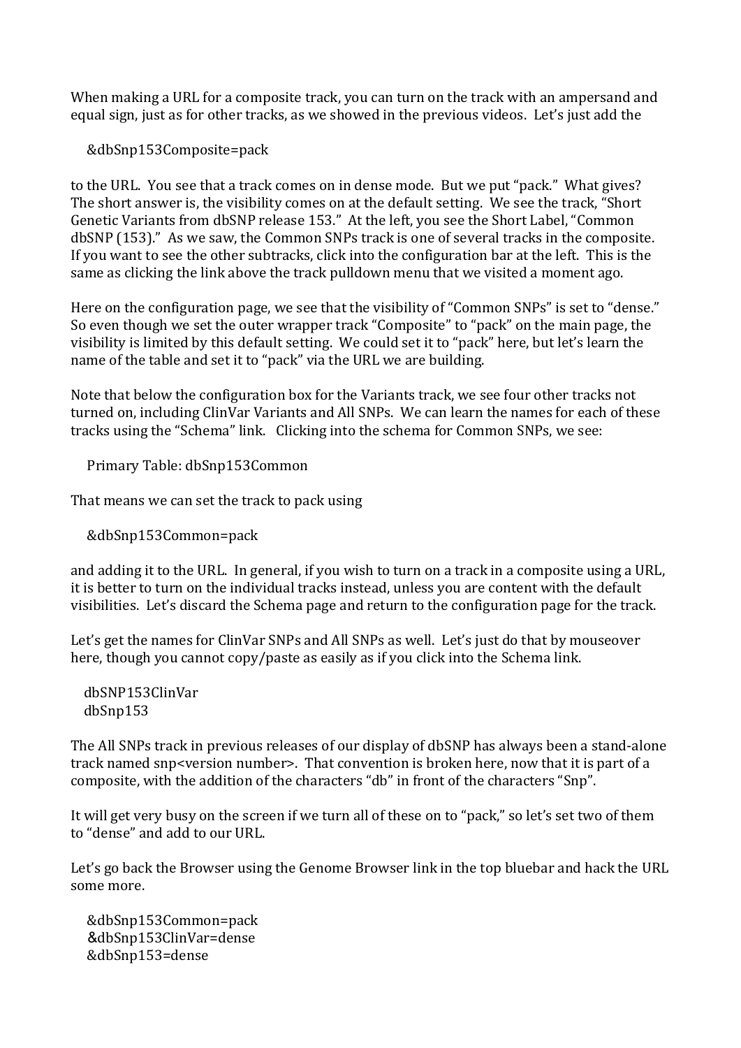When making a URL for a composite track, you can turn on the track with an ampersand and equal sign, just as for other tracks, as we showed in the previous videos. Let's just add the

&dbSnp153Composite=pack

to the URL. You see that a track comes on in dense mode. But we put "pack." What gives? The short answer is, the visibility comes on at the default setting. We see the track, "Short Genetic Variants from dbSNP release 153." At the left, you see the Short Label, "Common dbSNP (153)." As we saw, the Common SNPs track is one of several tracks in the composite. If you want to see the other subtracks, click into the configuration bar at the left. This is the same as clicking the link above the track pulldown menu that we visited a moment ago.

Here on the configuration page, we see that the visibility of "Common SNPs" is set to "dense." So even though we set the outer wrapper track "Composite" to "pack" on the main page, the visibility is limited by this default setting. We could set it to "pack" here, but let's learn the name of the table and set it to "pack" via the URL we are building.

Note that below the configuration box for the Variants track, we see four other tracks not turned on, including ClinVar Variants and All SNPs. We can learn the names for each of these tracks using the "Schema" link. Clicking into the schema for Common SNPs, we see:

Primary Table: dbSnp153Common

That means we can set the track to pack using

&dbSnp153Common=pack

and adding it to the URL. In general, if you wish to turn on a track in a composite using a URL, it is better to turn on the individual tracks instead, unless you are content with the default visibilities. Let's discard the Schema page and return to the configuration page for the track.

Let's get the names for ClinVar SNPs and All SNPs as well. Let's just do that by mouseover here, though you cannot copy/paste as easily as if you click into the Schema link.

dbSNP153ClinVar
dbSnp153

The All SNPs track in previous releases of our display of dbSNP has always been a stand-alone track named snp<version number>. That convention is broken here, now that it is part of a composite, with the addition of the characters "db" in front of the characters "Snp".

It will get very busy on the screen if we turn all of these on to "pack," so let's set two of them to "dense" and add to our URL.

Let's go back the Browser using the Genome Browser link in the top bluebar and hack the URL some more.

&dbSnp153Common=pack
&dbSnp153ClinVar=dense
&dbSnp153=dense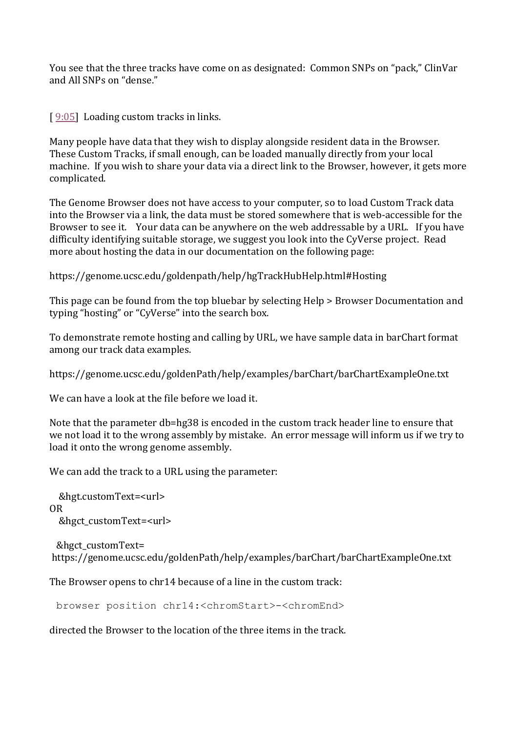You see that the three tracks have come on as designated: Common SNPs on "pack," ClinVar and All SNPs on "dense."

[ 9:05] Loading custom tracks in links.

Many people have data that they wish to display alongside resident data in the Browser. These Custom Tracks, if small enough, can be loaded manually directly from your local machine. If you wish to share your data via a direct link to the Browser, however, it gets more complicated.

The Genome Browser does not have access to your computer, so to load Custom Track data into the Browser via a link, the data must be stored somewhere that is web-accessible for the Browser to see it. Your data can be anywhere on the web addressable by a URL. If you have difficulty identifying suitable storage, we suggest you look into the CyVerse project. Read more about hosting the data in our documentation on the following page:

https://genome.ucsc.edu/goldenpath/help/hgTrackHubHelp.html#Hosting

This page can be found from the top bluebar by selecting Help > Browser Documentation and typing "hosting" or "CyVerse" into the search box.

To demonstrate remote hosting and calling by URL, we have sample data in barChart format among our track data examples.

https://genome.ucsc.edu/goldenPath/help/examples/barChart/barChartExampleOne.txt

We can have a look at the file before we load it.

Note that the parameter db=hg38 is encoded in the custom track header line to ensure that we not load it to the wrong assembly by mistake. An error message will inform us if we try to load it onto the wrong genome assembly.

We can add the track to a URL using the parameter:

```
   &hgt.customText=<url>
OR
   &hgct_customText=<url>
```

```
  &hgct_customText=
 https://genome.ucsc.edu/goldenPath/help/examples/barChart/barChartExampleOne.txt
```

The Browser opens to chr14 because of a line in the custom track:

```
 browser position chr14:<chromStart>-<chromEnd>
```

directed the Browser to the location of the three items in the track.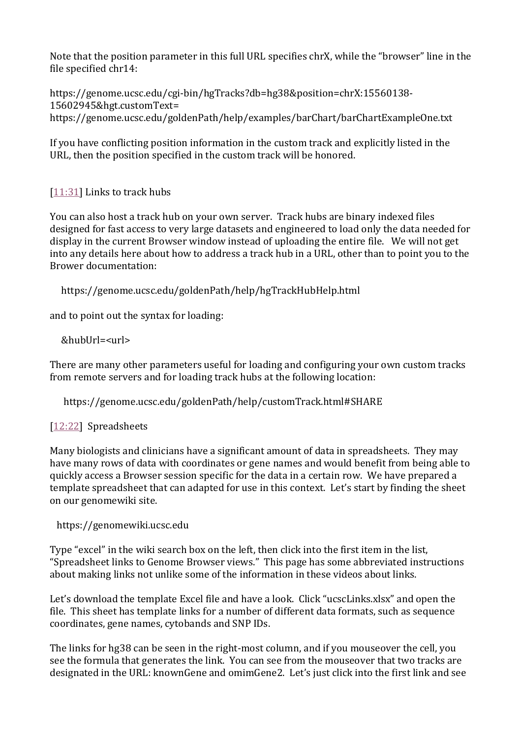Note that the position parameter in this full URL specifies chrX, while the "browser" line in the file specified chr14:

https://genome.ucsc.edu/cgi-bin/hgTracks?db=hg38&position=chrX:15560138-15602945&hgt.customText=
https://genome.ucsc.edu/goldenPath/help/examples/barChart/barChartExampleOne.txt

If you have conflicting position information in the custom track and explicitly listed in the URL, then the position specified in the custom track will be honored.

[11:31] Links to track hubs

You can also host a track hub on your own server. Track hubs are binary indexed files designed for fast access to very large datasets and engineered to load only the data needed for display in the current Browser window instead of uploading the entire file. We will not get into any details here about how to address a track hub in a URL, other than to point you to the Brower documentation:

https://genome.ucsc.edu/goldenPath/help/hgTrackHubHelp.html

and to point out the syntax for loading:

&hubUrl=<url>

There are many other parameters useful for loading and configuring your own custom tracks from remote servers and for loading track hubs at the following location:

https://genome.ucsc.edu/goldenPath/help/customTrack.html#SHARE

[12:22] Spreadsheets

Many biologists and clinicians have a significant amount of data in spreadsheets. They may have many rows of data with coordinates or gene names and would benefit from being able to quickly access a Browser session specific for the data in a certain row. We have prepared a template spreadsheet that can adapted for use in this context. Let's start by finding the sheet on our genomewiki site.

https://genomewiki.ucsc.edu

Type "excel" in the wiki search box on the left, then click into the first item in the list, "Spreadsheet links to Genome Browser views." This page has some abbreviated instructions about making links not unlike some of the information in these videos about links.

Let's download the template Excel file and have a look. Click "ucscLinks.xlsx" and open the file. This sheet has template links for a number of different data formats, such as sequence coordinates, gene names, cytobands and SNP IDs.

The links for hg38 can be seen in the right-most column, and if you mouseover the cell, you see the formula that generates the link. You can see from the mouseover that two tracks are designated in the URL: knownGene and omimGene2. Let's just click into the first link and see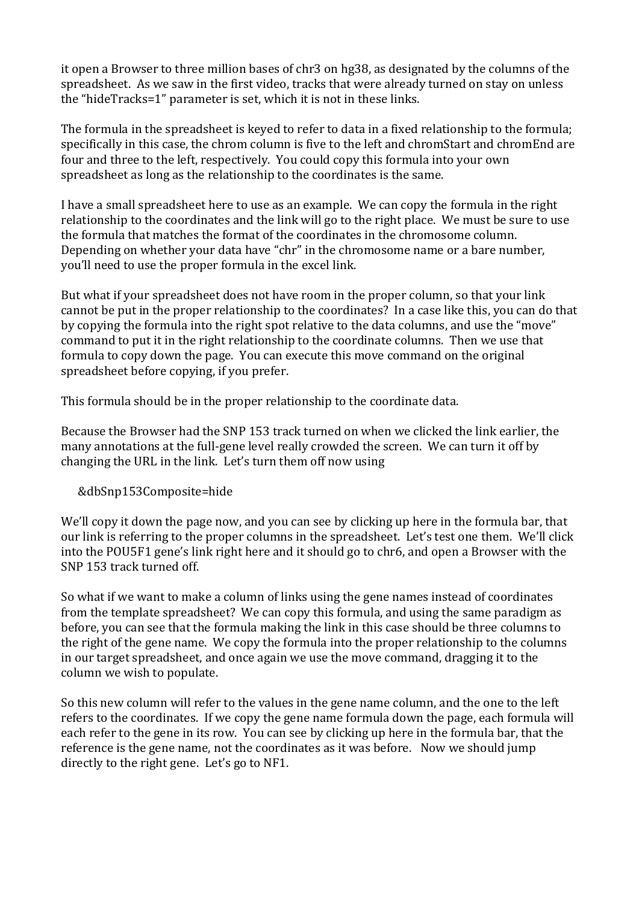it open a Browser to three million bases of chr3 on hg38, as designated by the columns of the spreadsheet. As we saw in the first video, tracks that were already turned on stay on unless the “hideTracks=1” parameter is set, which it is not in these links.

The formula in the spreadsheet is keyed to refer to data in a fixed relationship to the formula; specifically in this case, the chrom column is five to the left and chromStart and chromEnd are four and three to the left, respectively. You could copy this formula into your own spreadsheet as long as the relationship to the coordinates is the same.

I have a small spreadsheet here to use as an example. We can copy the formula in the right relationship to the coordinates and the link will go to the right place. We must be sure to use the formula that matches the format of the coordinates in the chromosome column. Depending on whether your data have “chr” in the chromosome name or a bare number, you’ll need to use the proper formula in the excel link.

But what if your spreadsheet does not have room in the proper column, so that your link cannot be put in the proper relationship to the coordinates? In a case like this, you can do that by copying the formula into the right spot relative to the data columns, and use the “move” command to put it in the right relationship to the coordinate columns. Then we use that formula to copy down the page. You can execute this move command on the original spreadsheet before copying, if you prefer.

This formula should be in the proper relationship to the coordinate data.

Because the Browser had the SNP 153 track turned on when we clicked the link earlier, the many annotations at the full-gene level really crowded the screen. We can turn it off by changing the URL in the link. Let’s turn them off now using

&dbSnp153Composite=hide

We’ll copy it down the page now, and you can see by clicking up here in the formula bar, that our link is referring to the proper columns in the spreadsheet. Let’s test one them. We’ll click into the POU5F1 gene’s link right here and it should go to chr6, and open a Browser with the SNP 153 track turned off.

So what if we want to make a column of links using the gene names instead of coordinates from the template spreadsheet? We can copy this formula, and using the same paradigm as before, you can see that the formula making the link in this case should be three columns to the right of the gene name. We copy the formula into the proper relationship to the columns in our target spreadsheet, and once again we use the move command, dragging it to the column we wish to populate.

So this new column will refer to the values in the gene name column, and the one to the left refers to the coordinates. If we copy the gene name formula down the page, each formula will each refer to the gene in its row. You can see by clicking up here in the formula bar, that the reference is the gene name, not the coordinates as it was before. Now we should jump directly to the right gene. Let’s go to NF1.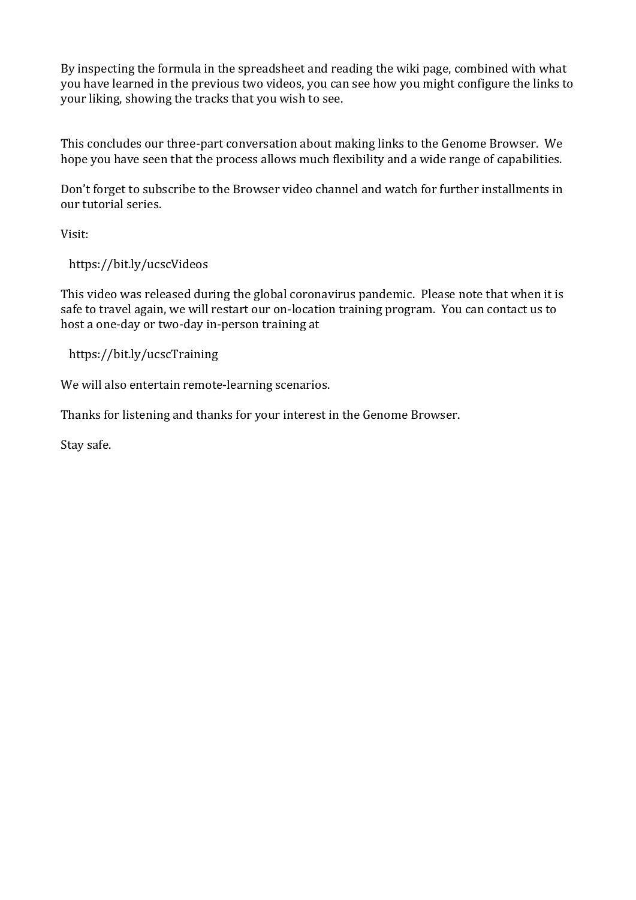By inspecting the formula in the spreadsheet and reading the wiki page, combined with what you have learned in the previous two videos, you can see how you might configure the links to your liking, showing the tracks that you wish to see.

This concludes our three-part conversation about making links to the Genome Browser. We hope you have seen that the process allows much flexibility and a wide range of capabilities.

Don't forget to subscribe to the Browser video channel and watch for further installments in our tutorial series.

Visit:

https://bit.ly/ucscVideos

This video was released during the global coronavirus pandemic. Please note that when it is safe to travel again, we will restart our on-location training program. You can contact us to host a one-day or two-day in-person training at

https://bit.ly/ucscTraining

We will also entertain remote-learning scenarios.

Thanks for listening and thanks for your interest in the Genome Browser.

Stay safe.